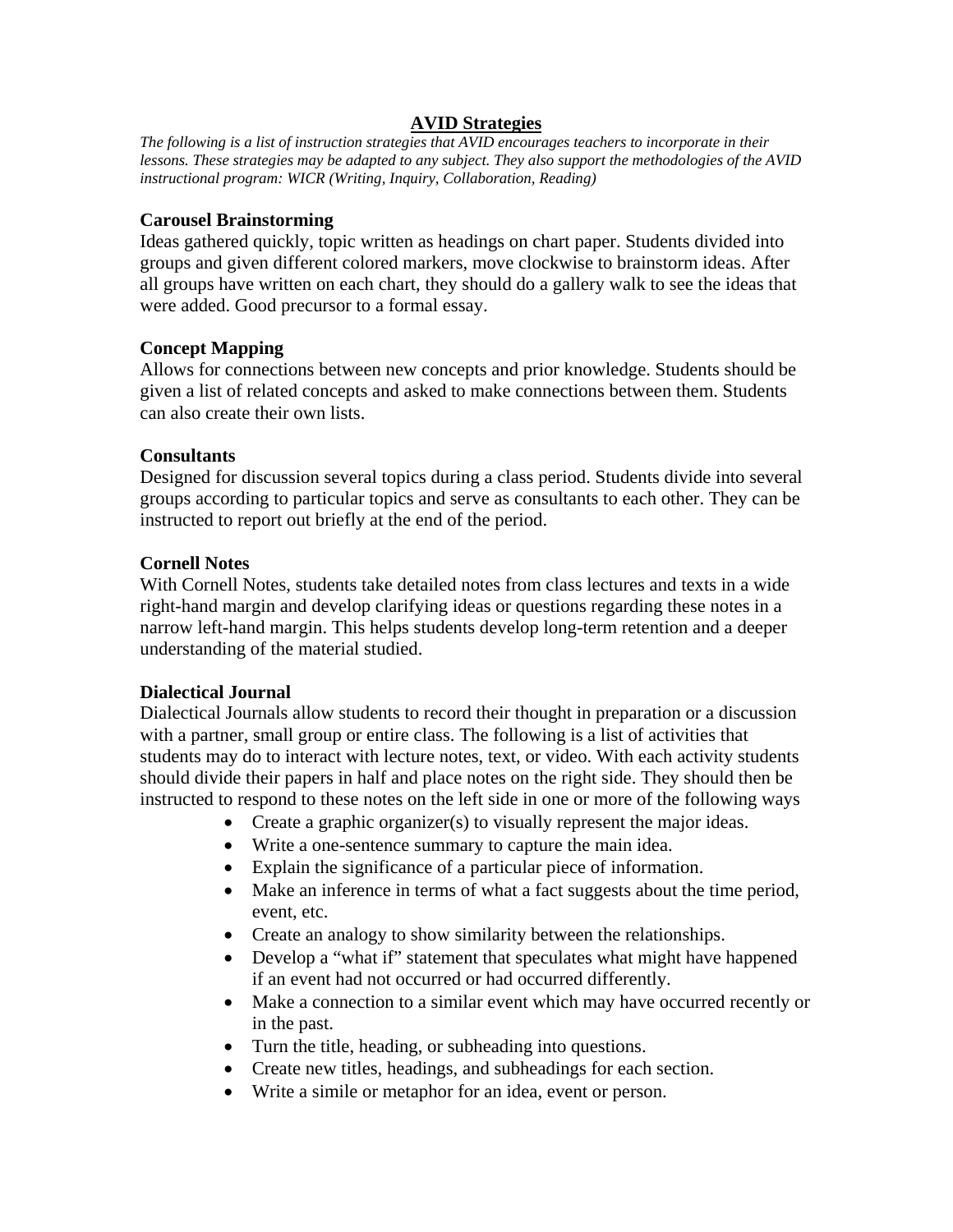# AVID Strategies

*The following is a list of instruction strategies that AVID encourages teachers to incorporate in their lessons. These strategies may be adapted to any subject. They also support the methodologies of the AVID instructional program: WICR (Writing, Inquiry, Collaboration, Reading)*

**Carousel Brainstorming**

Ideas gathered quickly, topic written as headings on chart paper. Students divided into groups and given different colored markers, move clockwise to brainstorm ideas. After all groups have written on each chart, they should do a gallery walk to see the ideas that were added. Good precursor to a formal essay.

**Concept Mapping**

Allows for connections between new concepts and prior knowledge. Students should be given a list of related concepts and asked to make connections between them. Students can also create their own lists.

**Consultants**

Designed for discussion several topics during a class period. Students divide into several groups according to particular topics and serve as consultants to each other. They can be instructed to report out briefly at the end of the period.

**Cornell Notes**

With Cornell Notes, students take detailed notes from class lectures and texts in a wide right-hand margin and develop clarifying ideas or questions regarding these notes in a narrow left-hand margin. This helps students develop long-term retention and a deeper understanding of the material studied.

**Dialectical Journal**

Dialectical Journals allow students to record their thought in preparation or a discussion with a partner, small group or entire class. The following is a list of activities that students may do to interact with lecture notes, text, or video. With each activity students should divide their papers in half and place notes on the right side. They should then be instructed to respond to these notes on the left side in one or more of the following ways

- Create a graphic organizer(s) to visually represent the major ideas.
- Write a one-sentence summary to capture the main idea.
- Explain the significance of a particular piece of information.
- Make an inference in terms of what a fact suggests about the time period, event, etc.
- Create an analogy to show similarity between the relationships.
- Develop a "what if" statement that speculates what might have happened if an event had not occurred or had occurred differently.
- Make a connection to a similar event which may have occurred recently or in the past.
- Turn the title, heading, or subheading into questions.
- Create new titles, headings, and subheadings for each section.
- Write a simile or metaphor for an idea, event or person.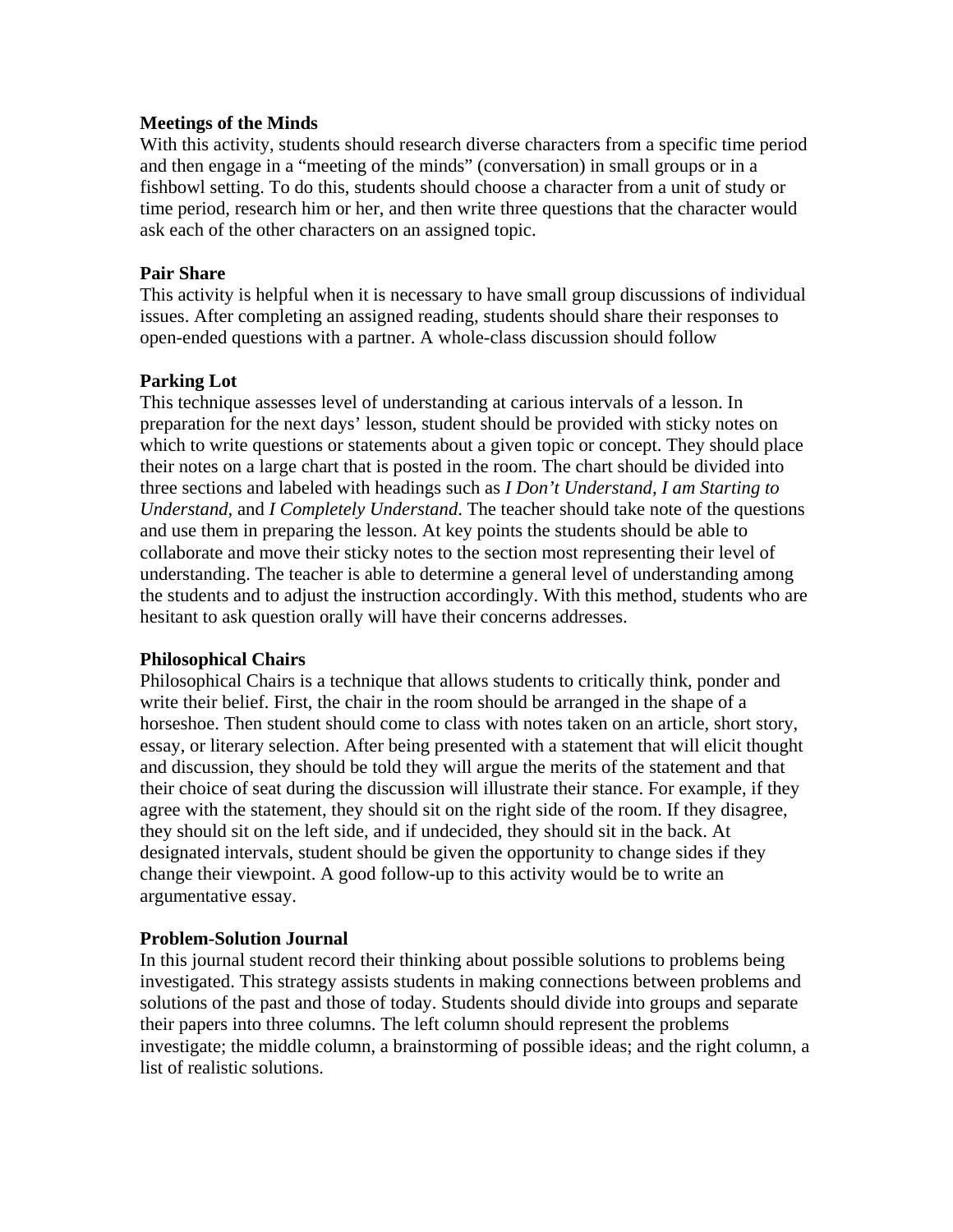**Meetings of the Minds**
With this activity, students should research diverse characters from a specific time period and then engage in a "meeting of the minds" (conversation) in small groups or in a fishbowl setting. To do this, students should choose a character from a unit of study or time period, research him or her, and then write three questions that the character would ask each of the other characters on an assigned topic.

**Pair Share**
This activity is helpful when it is necessary to have small group discussions of individual issues. After completing an assigned reading, students should share their responses to open-ended questions with a partner. A whole-class discussion should follow

**Parking Lot**
This technique assesses level of understanding at carious intervals of a lesson. In preparation for the next days' lesson, student should be provided with sticky notes on which to write questions or statements about a given topic or concept. They should place their notes on a large chart that is posted in the room. The chart should be divided into three sections and labeled with headings such as *I Don't Understand, I am Starting to Understand,* and *I Completely Understand*. The teacher should take note of the questions and use them in preparing the lesson. At key points the students should be able to collaborate and move their sticky notes to the section most representing their level of understanding. The teacher is able to determine a general level of understanding among the students and to adjust the instruction accordingly. With this method, students who are hesitant to ask question orally will have their concerns addresses.

**Philosophical Chairs**
Philosophical Chairs is a technique that allows students to critically think, ponder and write their belief. First, the chair in the room should be arranged in the shape of a horseshoe. Then student should come to class with notes taken on an article, short story, essay, or literary selection. After being presented with a statement that will elicit thought and discussion, they should be told they will argue the merits of the statement and that their choice of seat during the discussion will illustrate their stance. For example, if they agree with the statement, they should sit on the right side of the room. If they disagree, they should sit on the left side, and if undecided, they should sit in the back. At designated intervals, student should be given the opportunity to change sides if they change their viewpoint. A good follow-up to this activity would be to write an argumentative essay.

**Problem-Solution Journal**
In this journal student record their thinking about possible solutions to problems being investigated. This strategy assists students in making connections between problems and solutions of the past and those of today. Students should divide into groups and separate their papers into three columns. The left column should represent the problems investigate; the middle column, a brainstorming of possible ideas; and the right column, a list of realistic solutions.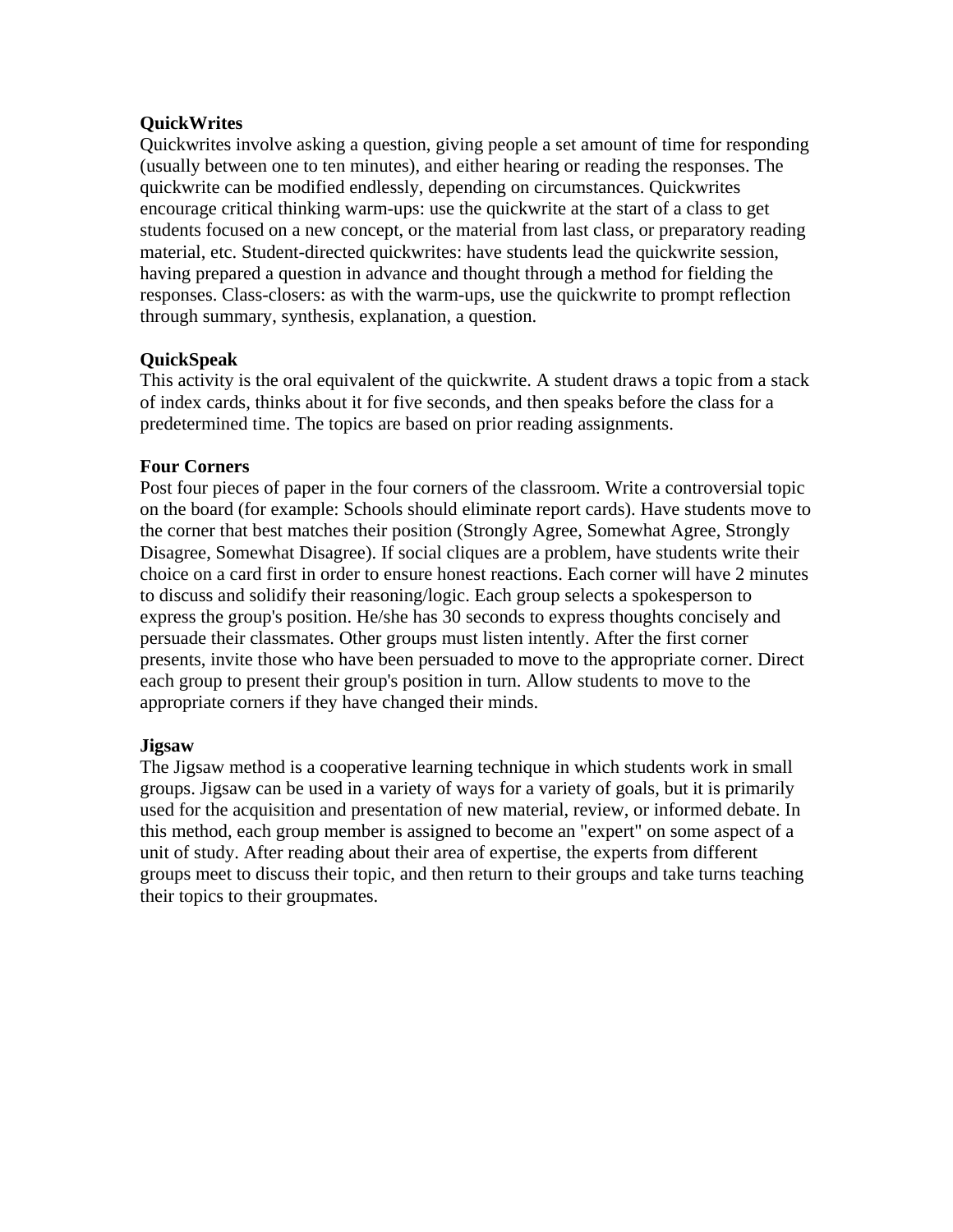**QuickWrites**

Quickwrites involve asking a question, giving people a set amount of time for responding (usually between one to ten minutes), and either hearing or reading the responses. The quickwrite can be modified endlessly, depending on circumstances. Quickwrites encourage critical thinking warm-ups: use the quickwrite at the start of a class to get students focused on a new concept, or the material from last class, or preparatory reading material, etc. Student-directed quickwrites: have students lead the quickwrite session, having prepared a question in advance and thought through a method for fielding the responses. Class-closers: as with the warm-ups, use the quickwrite to prompt reflection through summary, synthesis, explanation, a question.

**QuickSpeak**

This activity is the oral equivalent of the quickwrite. A student draws a topic from a stack of index cards, thinks about it for five seconds, and then speaks before the class for a predetermined time. The topics are based on prior reading assignments.

**Four Corners**

Post four pieces of paper in the four corners of the classroom. Write a controversial topic on the board (for example: Schools should eliminate report cards). Have students move to the corner that best matches their position (Strongly Agree, Somewhat Agree, Strongly Disagree, Somewhat Disagree). If social cliques are a problem, have students write their choice on a card first in order to ensure honest reactions. Each corner will have 2 minutes to discuss and solidify their reasoning/logic. Each group selects a spokesperson to express the group's position. He/she has 30 seconds to express thoughts concisely and persuade their classmates. Other groups must listen intently. After the first corner presents, invite those who have been persuaded to move to the appropriate corner. Direct each group to present their group's position in turn. Allow students to move to the appropriate corners if they have changed their minds.

**Jigsaw**

The Jigsaw method is a cooperative learning technique in which students work in small groups. Jigsaw can be used in a variety of ways for a variety of goals, but it is primarily used for the acquisition and presentation of new material, review, or informed debate. In this method, each group member is assigned to become an "expert" on some aspect of a unit of study. After reading about their area of expertise, the experts from different groups meet to discuss their topic, and then return to their groups and take turns teaching their topics to their groupmates.